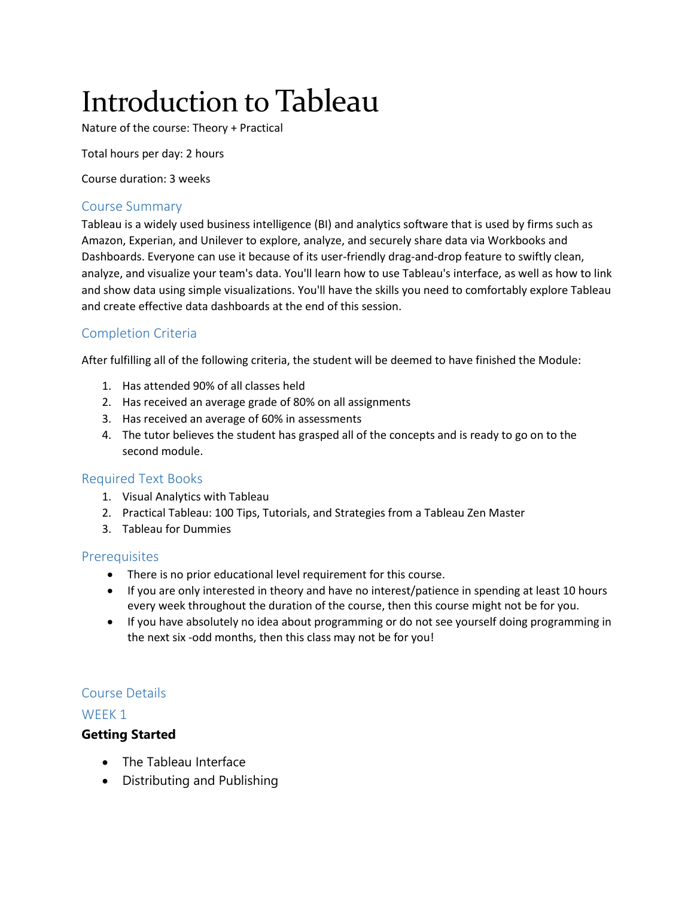# Introduction to Tableau

Nature of the course: Theory + Practical

Total hours per day: 2 hours

Course duration: 3 weeks

## Course Summary

Tableau is a widely used business intelligence (BI) and analytics software that is used by firms such as Amazon, Experian, and Unilever to explore, analyze, and securely share data via Workbooks and Dashboards. Everyone can use it because of its user-friendly drag-and-drop feature to swiftly clean, analyze, and visualize your team's data. You'll learn how to use Tableau's interface, as well as how to link and show data using simple visualizations. You'll have the skills you need to comfortably explore Tableau and create effective data dashboards at the end of this session.

## Completion Criteria

After fulfilling all of the following criteria, the student will be deemed to have finished the Module:

1. Has attended 90% of all classes held
2. Has received an average grade of 80% on all assignments
3. Has received an average of 60% in assessments
4. The tutor believes the student has grasped all of the concepts and is ready to go on to the second module.

## Required Text Books

1. Visual Analytics with Tableau
2. Practical Tableau: 100 Tips, Tutorials, and Strategies from a Tableau Zen Master
3. Tableau for Dummies

## Prerequisites

- There is no prior educational level requirement for this course.
- If you are only interested in theory and have no interest/patience in spending at least 10 hours every week throughout the duration of the course, then this course might not be for you.
- If you have absolutely no idea about programming or do not see yourself doing programming in the next six -odd months, then this class may not be for you!

## Course Details

### WEEK 1

**Getting Started**

- The Tableau Interface
- Distributing and Publishing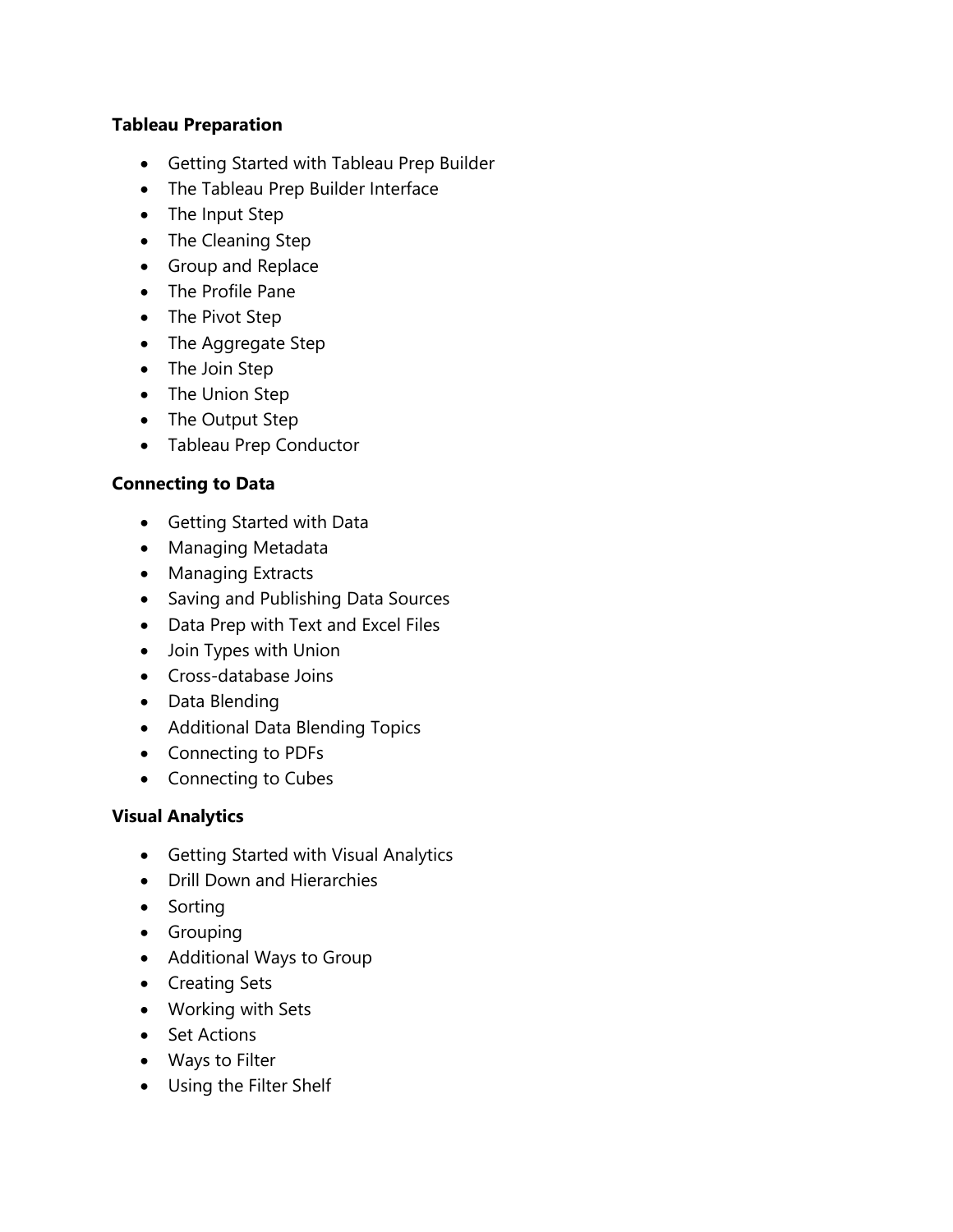**Tableau Preparation**

- Getting Started with Tableau Prep Builder
- The Tableau Prep Builder Interface
- The Input Step
- The Cleaning Step
- Group and Replace
- The Profile Pane
- The Pivot Step
- The Aggregate Step
- The Join Step
- The Union Step
- The Output Step
- Tableau Prep Conductor

**Connecting to Data**

- Getting Started with Data
- Managing Metadata
- Managing Extracts
- Saving and Publishing Data Sources
- Data Prep with Text and Excel Files
- Join Types with Union
- Cross-database Joins
- Data Blending
- Additional Data Blending Topics
- Connecting to PDFs
- Connecting to Cubes

**Visual Analytics**

- Getting Started with Visual Analytics
- Drill Down and Hierarchies
- Sorting
- Grouping
- Additional Ways to Group
- Creating Sets
- Working with Sets
- Set Actions
- Ways to Filter
- Using the Filter Shelf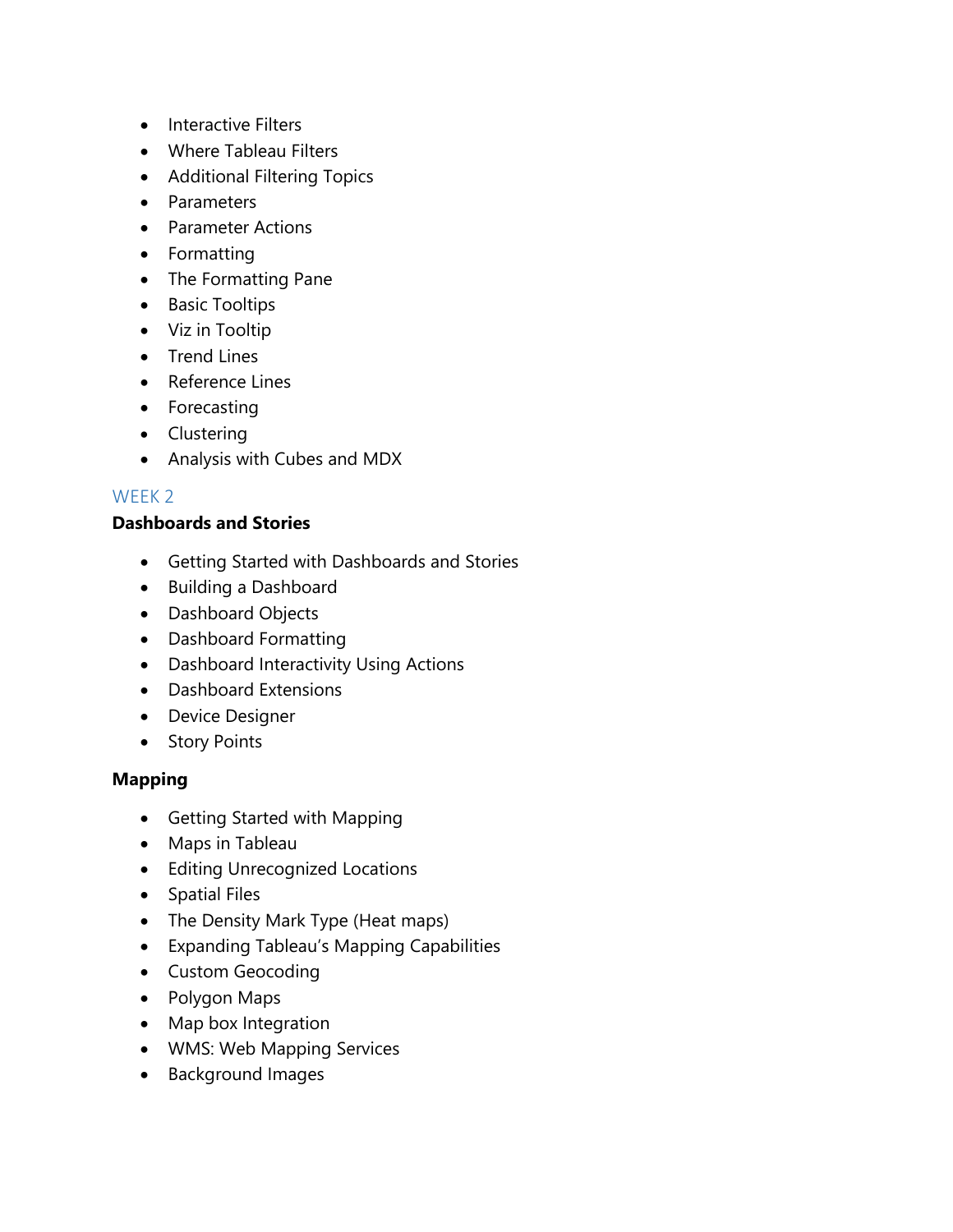- Interactive Filters
- Where Tableau Filters
- Additional Filtering Topics
- Parameters
- Parameter Actions
- Formatting
- The Formatting Pane
- Basic Tooltips
- Viz in Tooltip
- Trend Lines
- Reference Lines
- Forecasting
- Clustering
- Analysis with Cubes and MDX

## WEEK 2

**Dashboards and Stories**

- Getting Started with Dashboards and Stories
- Building a Dashboard
- Dashboard Objects
- Dashboard Formatting
- Dashboard Interactivity Using Actions
- Dashboard Extensions
- Device Designer
- Story Points

**Mapping**

- Getting Started with Mapping
- Maps in Tableau
- Editing Unrecognized Locations
- Spatial Files
- The Density Mark Type (Heat maps)
- Expanding Tableau's Mapping Capabilities
- Custom Geocoding
- Polygon Maps
- Map box Integration
- WMS: Web Mapping Services
- Background Images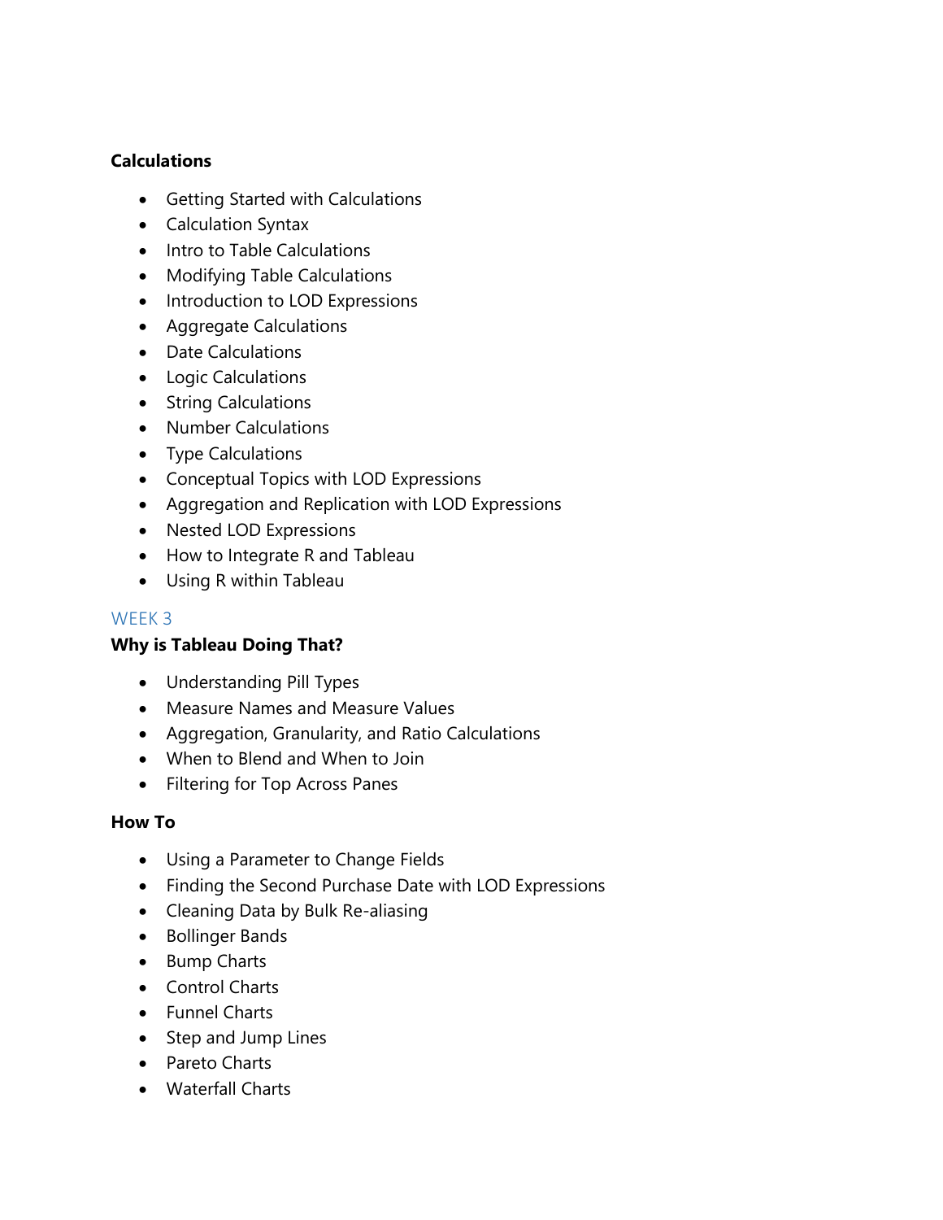**Calculations**

- Getting Started with Calculations
- Calculation Syntax
- Intro to Table Calculations
- Modifying Table Calculations
- Introduction to LOD Expressions
- Aggregate Calculations
- Date Calculations
- Logic Calculations
- String Calculations
- Number Calculations
- Type Calculations
- Conceptual Topics with LOD Expressions
- Aggregation and Replication with LOD Expressions
- Nested LOD Expressions
- How to Integrate R and Tableau
- Using R within Tableau

## WEEK 3

**Why is Tableau Doing That?**

- Understanding Pill Types
- Measure Names and Measure Values
- Aggregation, Granularity, and Ratio Calculations
- When to Blend and When to Join
- Filtering for Top Across Panes

**How To**

- Using a Parameter to Change Fields
- Finding the Second Purchase Date with LOD Expressions
- Cleaning Data by Bulk Re-aliasing
- Bollinger Bands
- Bump Charts
- Control Charts
- Funnel Charts
- Step and Jump Lines
- Pareto Charts
- Waterfall Charts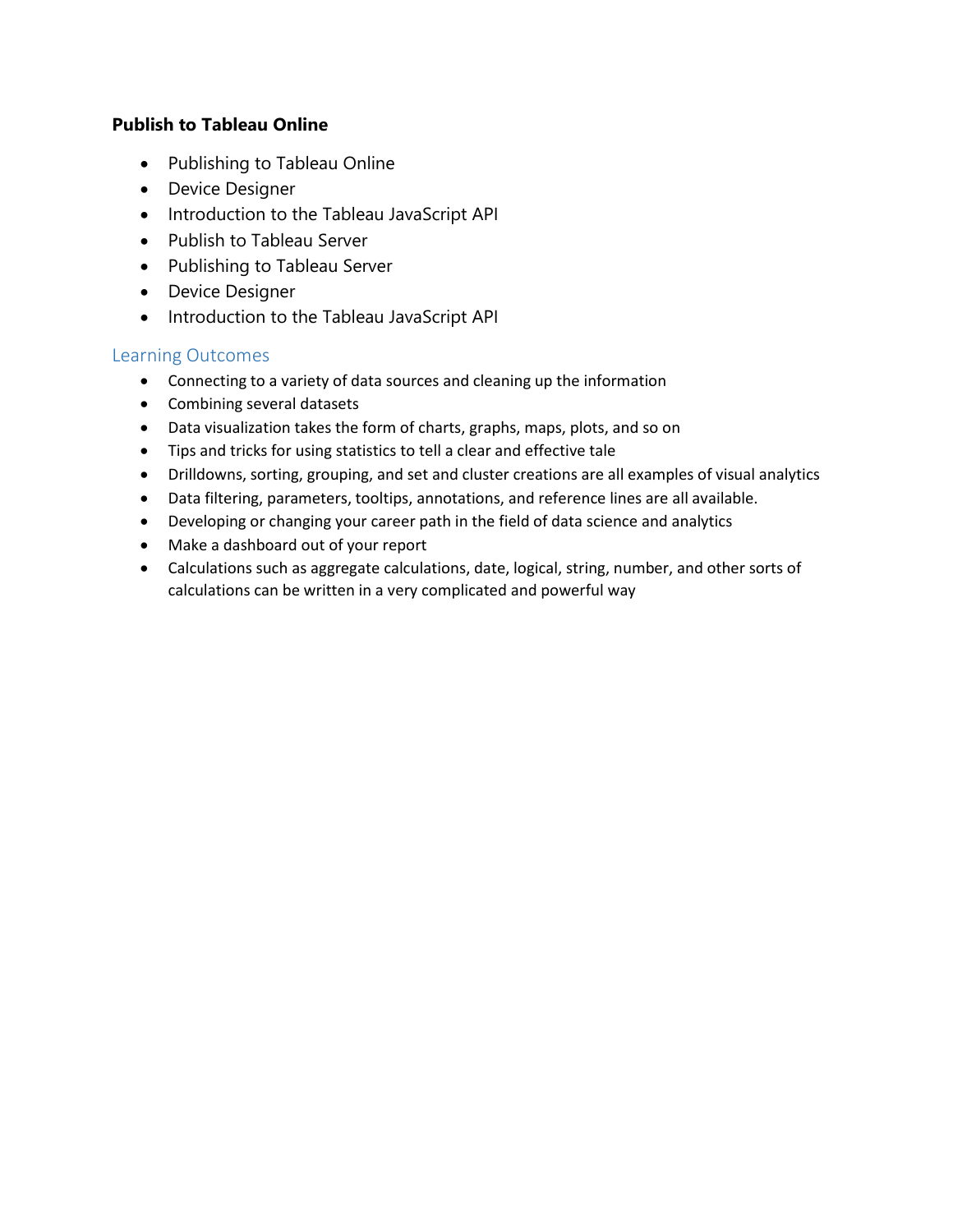**Publish to Tableau Online**

- Publishing to Tableau Online
- Device Designer
- Introduction to the Tableau JavaScript API
- Publish to Tableau Server
- Publishing to Tableau Server
- Device Designer
- Introduction to the Tableau JavaScript API

## Learning Outcomes

- Connecting to a variety of data sources and cleaning up the information
- Combining several datasets
- Data visualization takes the form of charts, graphs, maps, plots, and so on
- Tips and tricks for using statistics to tell a clear and effective tale
- Drilldowns, sorting, grouping, and set and cluster creations are all examples of visual analytics
- Data filtering, parameters, tooltips, annotations, and reference lines are all available.
- Developing or changing your career path in the field of data science and analytics
- Make a dashboard out of your report
- Calculations such as aggregate calculations, date, logical, string, number, and other sorts of calculations can be written in a very complicated and powerful way